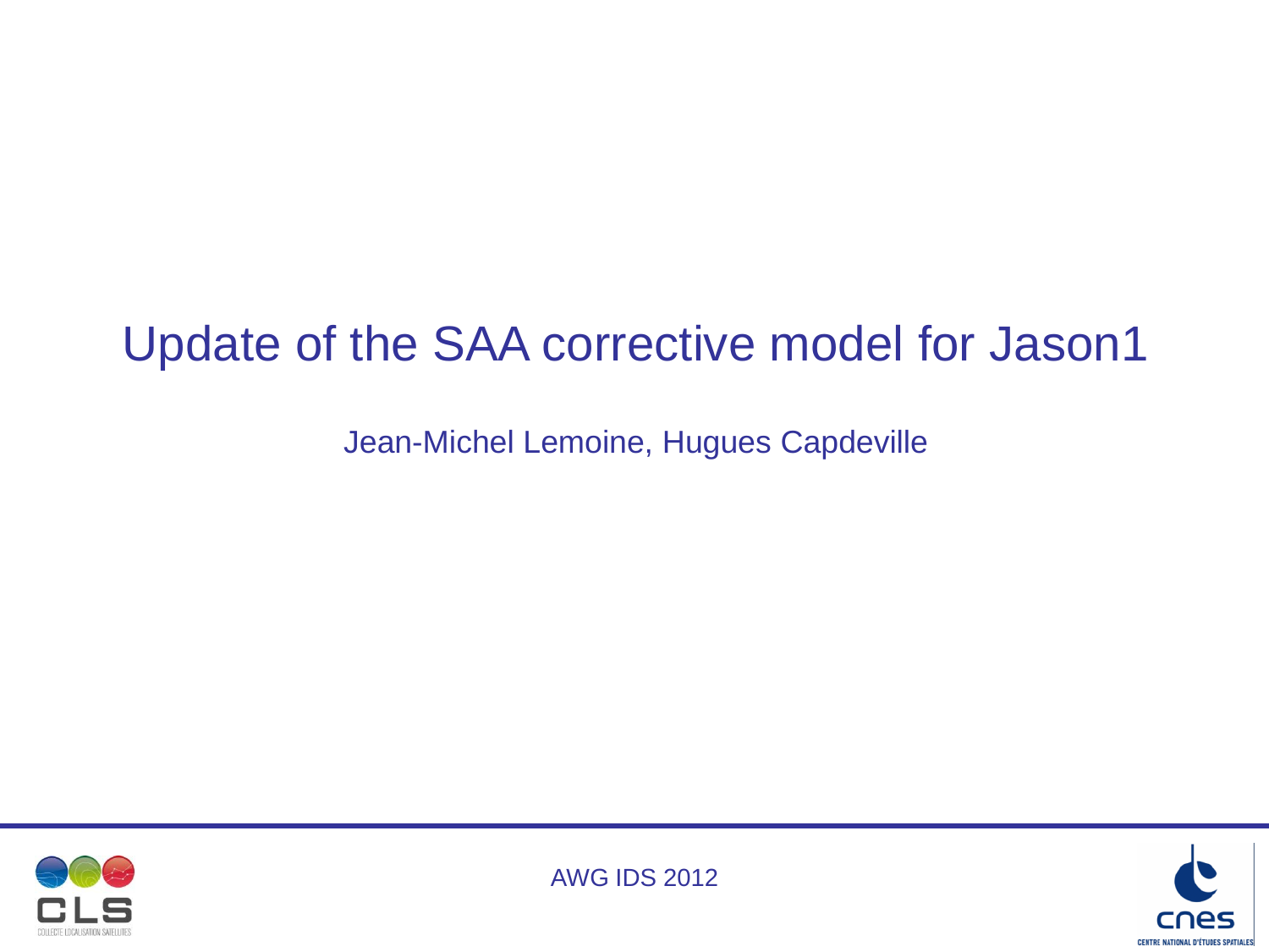# Update of the SAA corrective model for Jason1

Jean-Michel Lemoine, Hugues Capdeville

AWG IDS 2012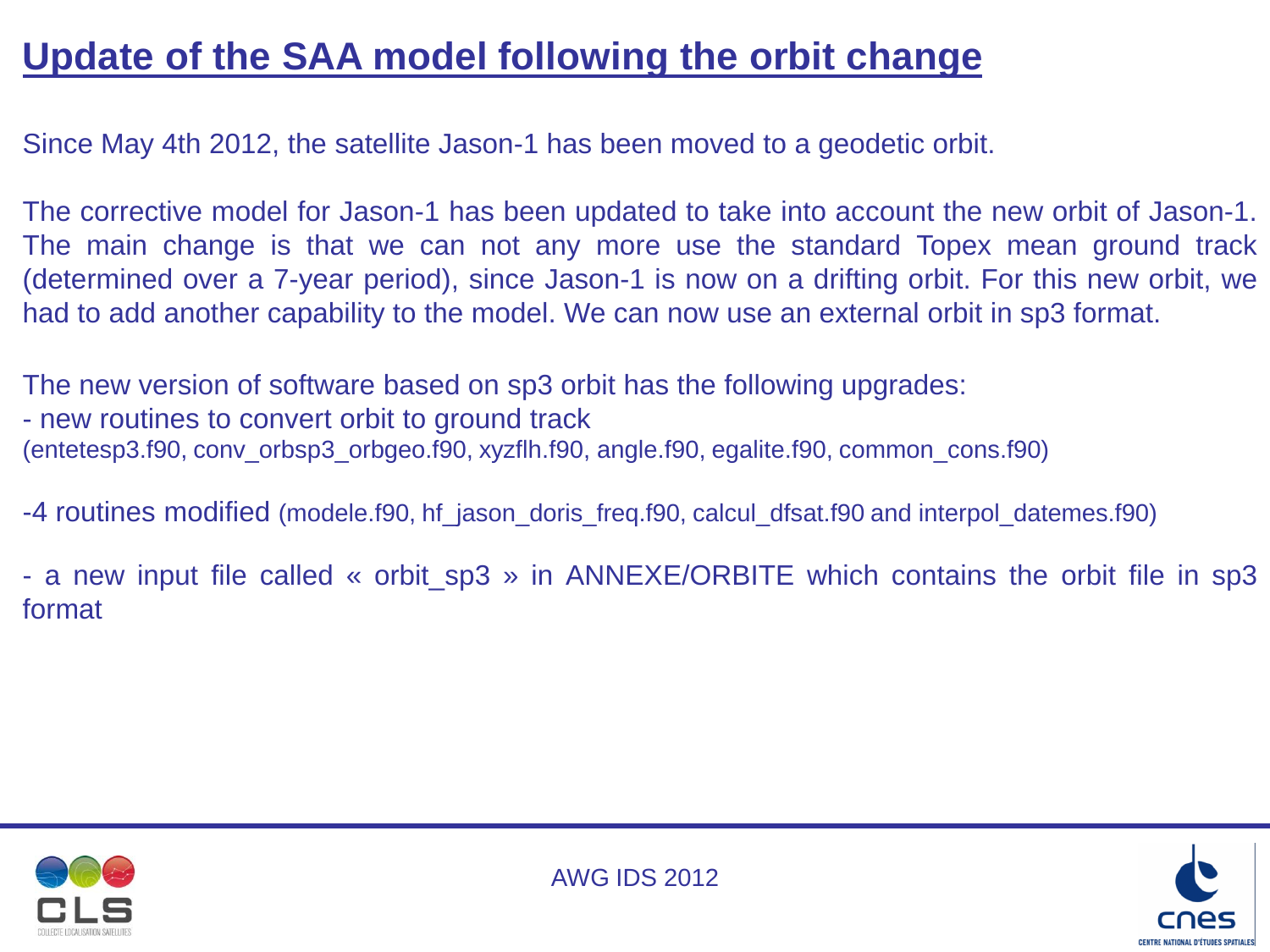# Update of the SAA model following the orbit change

Since May 4th 2012, the satellite Jason-1 has been moved to a geodetic orbit.

The corrective model for Jason-1 has been updated to take into account the new orbit of Jason-1. The main change is that we can not any more use the standard Topex mean ground track (determined over a 7-year period), since Jason-1 is now on a drifting orbit. For this new orbit, we had to add another capability to the model. We can now use an external orbit in sp3 format.

The new version of software based on sp3 orbit has the following upgrades:

- new routines to convert orbit to ground track (entetesp3.f90, conv_orbsp3_orbgeo.f90, xyzflh.f90, angle.f90, egalite.f90, common_cons.f90)

-4 routines modified (modele.f90, hf_jason_doris_freq.f90, calcul_dfsat.f90 and interpol_datemes.f90)

- a new input file called « orbit_sp3 » in ANNEXE/ORBITE which contains the orbit file in sp3 format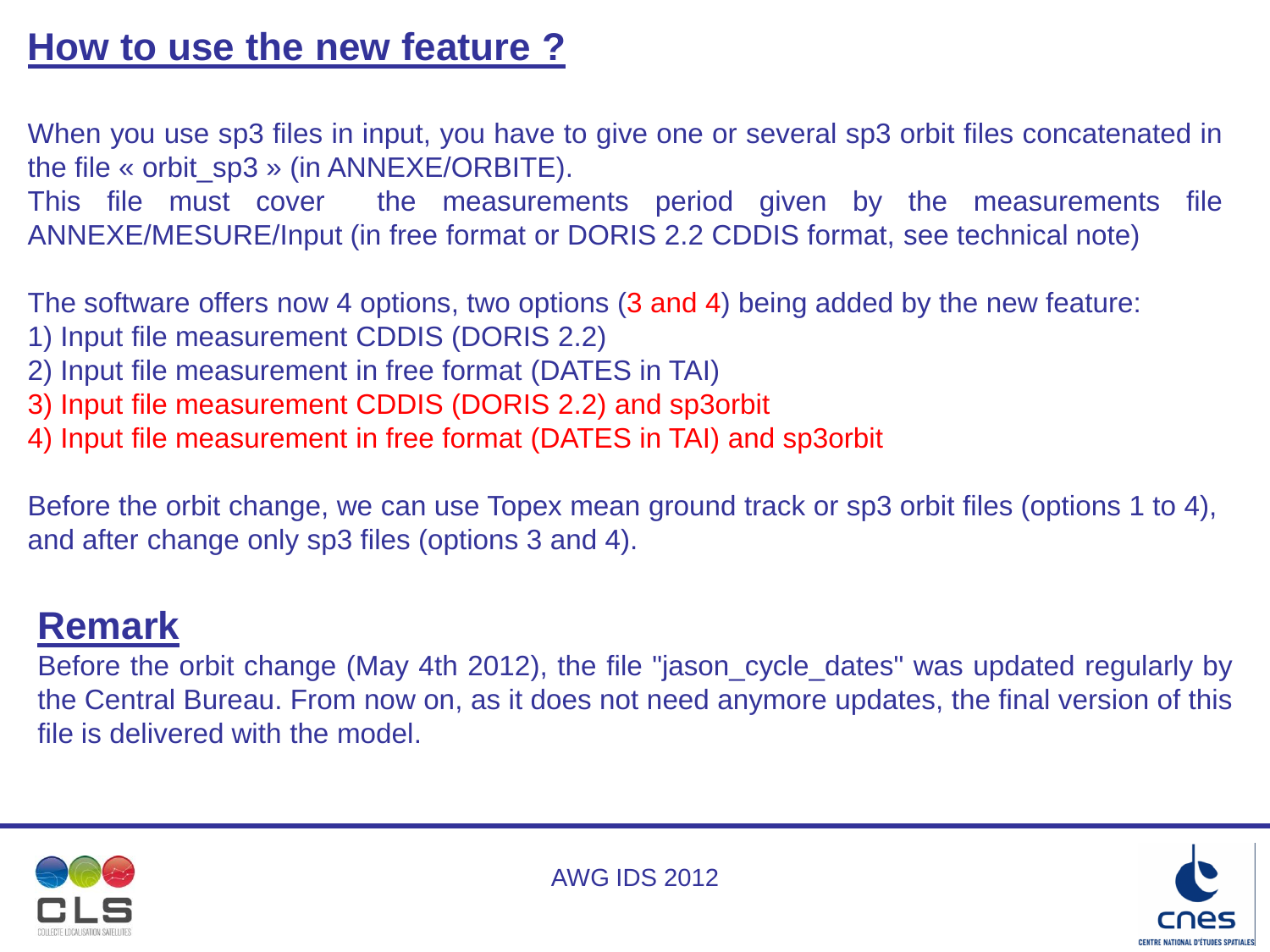# How to use the new feature ?

When you use sp3 files in input, you have to give one or several sp3 orbit files concatenated in the file « orbit_sp3 » (in ANNEXE/ORBITE).
This file must cover the measurements period given by the measurements file ANNEXE/MESURE/Input (in free format or DORIS 2.2 CDDIS format, see technical note)

The software offers now 4 options, two options (3 and 4) being added by the new feature:

1) Input file measurement CDDIS (DORIS 2.2)
2) Input file measurement in free format (DATES in TAI)
3) Input file measurement CDDIS (DORIS 2.2) and sp3orbit
4) Input file measurement in free format (DATES in TAI) and sp3orbit

Before the orbit change, we can use Topex mean ground track or sp3 orbit files (options 1 to 4), and after change only sp3 files (options 3 and 4).

## Remark

Before the orbit change (May 4th 2012), the file "jason_cycle_dates" was updated regularly by the Central Bureau. From now on, as it does not need anymore updates, the final version of this file is delivered with the model.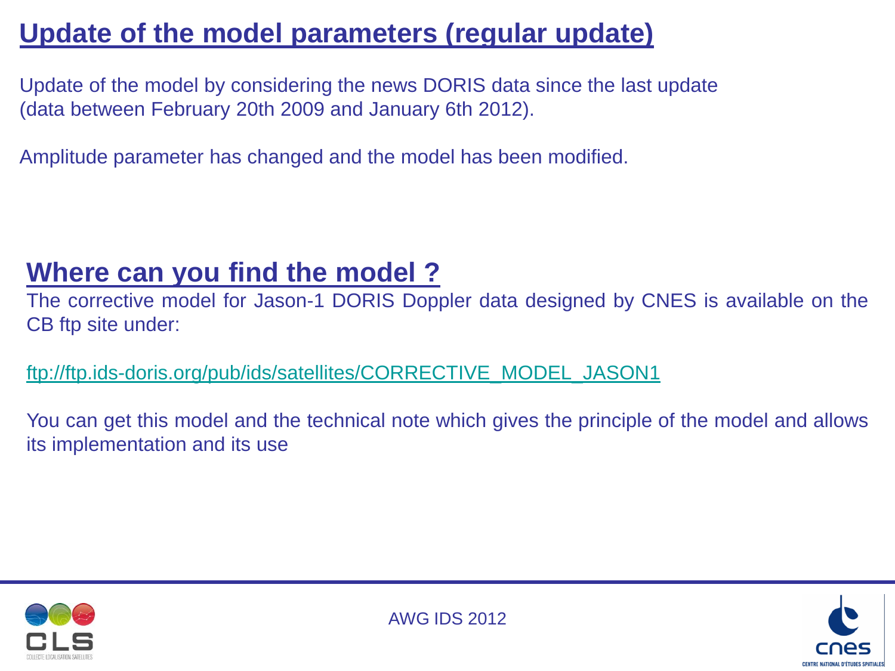# Update of the model parameters (regular update)

Update of the model by considering the news DORIS data since the last update
(data between February 20th 2009 and January 6th 2012).

Amplitude parameter has changed and the model has been modified.

## Where can you find the model ?

The corrective model for Jason-1 DORIS Doppler data designed by CNES is available on the CB ftp site under:

ftp://ftp.ids-doris.org/pub/ids/satellites/CORRECTIVE_MODEL_JASON1

You can get this model and the technical note which gives the principle of the model and allows its implementation and its use